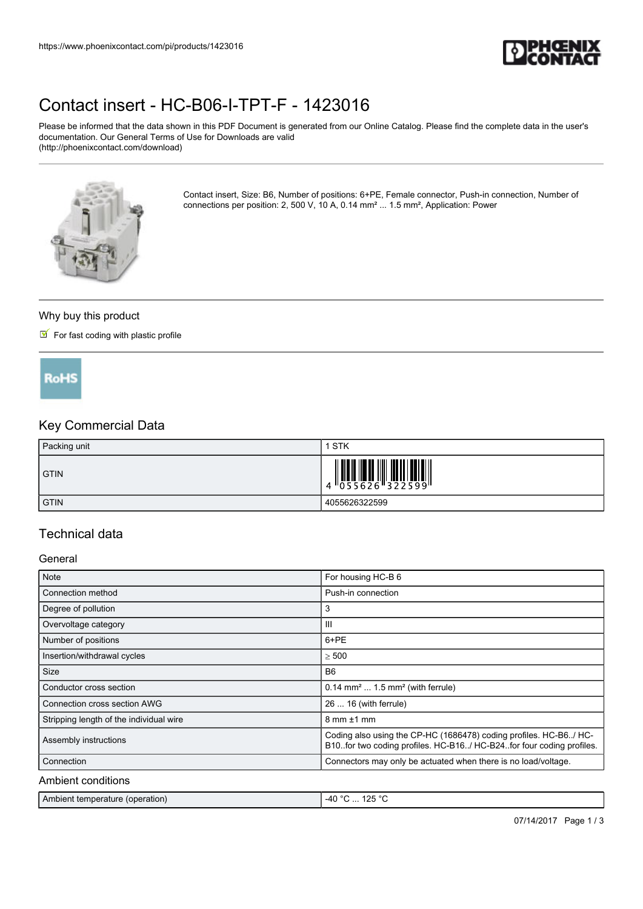https://www.phoenixcontact.com/pi/products/1423016

# Contact insert - HC-B06-I-TPT-F - 1423016

Please be informed that the data shown in this PDF Document is generated from our Online Catalog. Please find the complete data in the user's documentation. Our General Terms of Use for Downloads are valid (http://phoenixcontact.com/download)

Contact insert, Size: B6, Number of positions: 6+PE, Female connector, Push-in connection, Number of connections per position: 2, 500 V, 10 A, 0.14 mm² ... 1.5 mm², Application: Power

## Why buy this product

- For fast coding with plastic profile

RoHS

## Key Commercial Data

| Packing unit | 1 STK |
|---|---|
| GTIN | 4 055626 322599 |
| GTIN | 4055626322599 |

## Technical data

### General

| Note | For housing HC-B 6 |
|---|---|
| Connection method | Push-in connection |
| Degree of pollution | 3 |
| Overvoltage category | III |
| Number of positions | 6+PE |
| Insertion/withdrawal cycles | ≥ 500 |
| Size | B6 |
| Conductor cross section | 0.14 mm² ... 1.5 mm² (with ferrule) |
| Connection cross section AWG | 26 ... 16 (with ferrule) |
| Stripping length of the individual wire | 8 mm ±1 mm |
| Assembly instructions | Coding also using the CP-HC (1686478) coding profiles. HC-B6../ HC-B10..for two coding profiles. HC-B16../ HC-B24..for four coding profiles. |
| Connection | Connectors may only be actuated when there is no load/voltage. |

### Ambient conditions

| Ambient temperature (operation) | -40 °C ... 125 °C |
|---|---|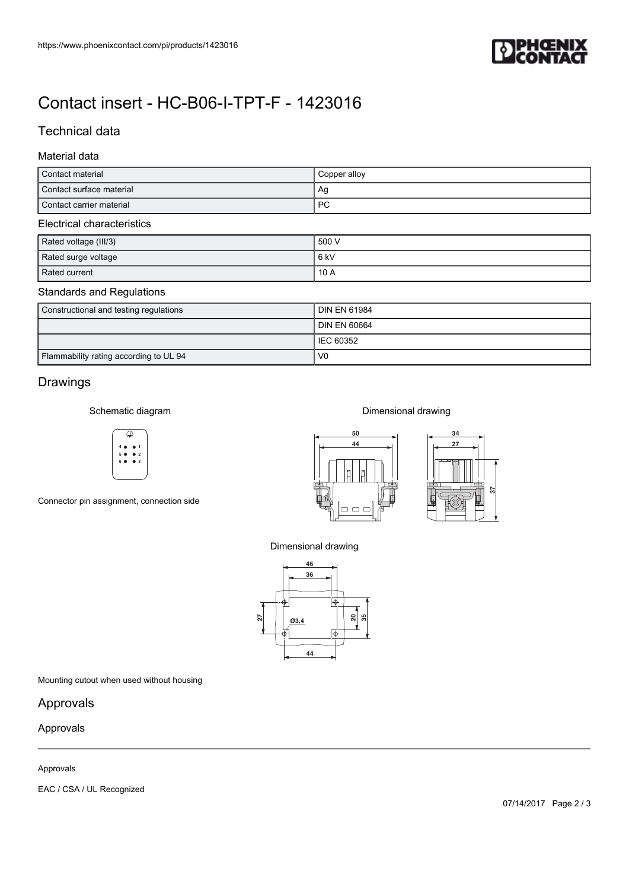# Contact insert - HC-B06-I-TPT-F - 1423016

## Technical data

### Material data

| | |
|---|---|
| Contact material | Copper alloy |
| Contact surface material | Ag |
| Contact carrier material | PC |

### Electrical characteristics

| | |
|---|---|
| Rated voltage (III/3) | 500 V |
| Rated surge voltage | 6 kV |
| Rated current | 10 A |

### Standards and Regulations

| | |
|---|---|
| Constructional and testing regulations | DIN EN 61984 |
| | DIN EN 60664 |
| | IEC 60352 |
| Flammability rating according to UL 94 | V0 |

## Drawings

Schematic diagram

Connector pin assignment, connection side

Dimensional drawing

Dimensional drawing

Mounting cutout when used without housing

## Approvals

Approvals

Approvals

EAC / CSA / UL Recognized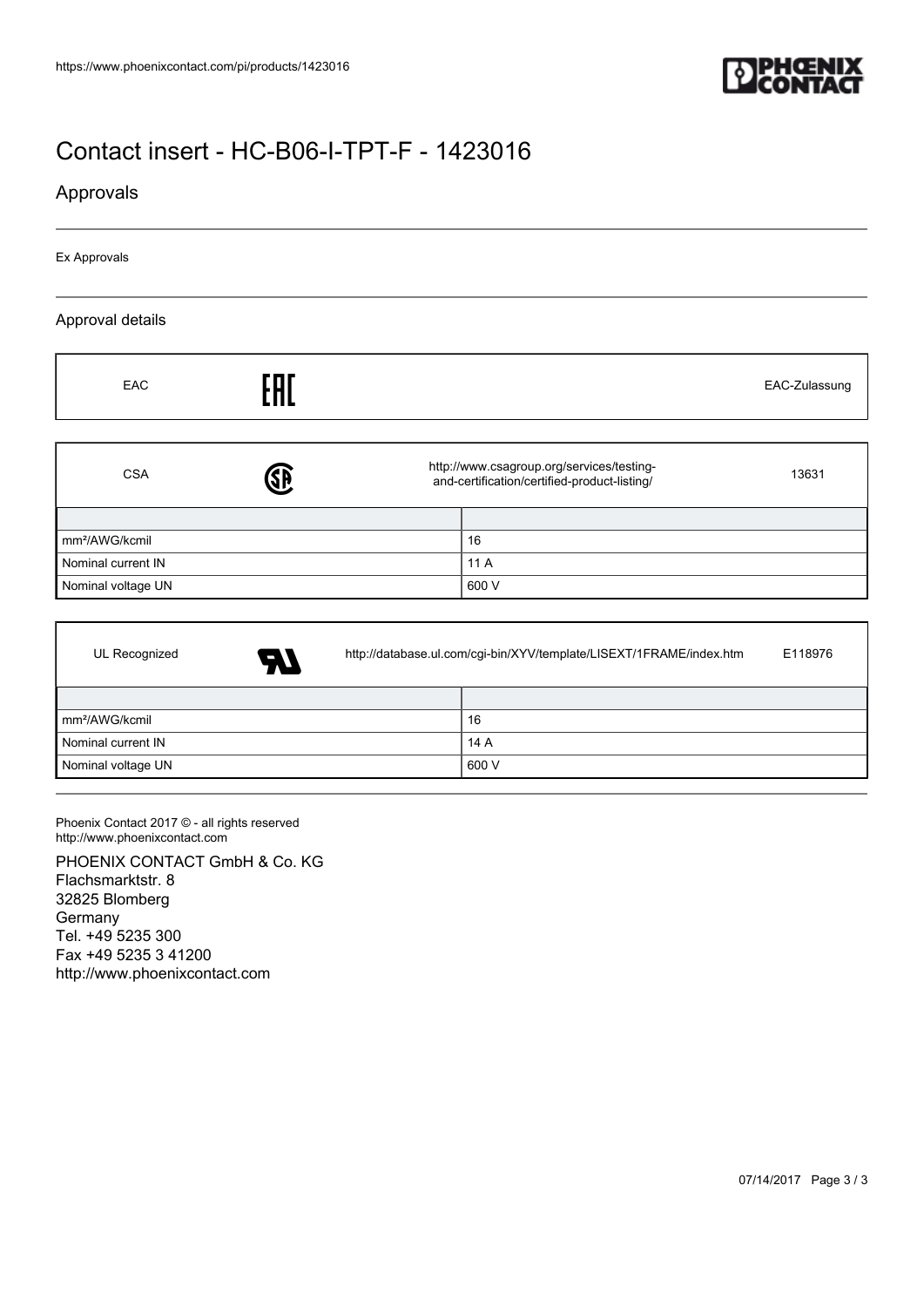# Contact insert - HC-B06-I-TPT-F - 1423016

## Approvals

Ex Approvals

### Approval details

| | | |
|---|---|---|
| EAC | EAC | EAC-Zulassung |

| | | | |
|---|---|---|---|
| CSA | | http://www.csagroup.org/services/testing-and-certification/certified-product-listing/ | 13631 |

| | |
|---|---|
| mm²/AWG/kcmil | 16 |
| Nominal current IN | 11 A |
| Nominal voltage UN | 600 V |

| | | | |
|---|---|---|---|
| UL Recognized | | http://database.ul.com/cgi-bin/XYV/template/LISEXT/1FRAME/index.htm | E118976 |

| | |
|---|---|
| mm²/AWG/kcmil | 16 |
| Nominal current IN | 14 A |
| Nominal voltage UN | 600 V |

Phoenix Contact 2017 © - all rights reserved
http://www.phoenixcontact.com

PHOENIX CONTACT GmbH & Co. KG
Flachsmarktstr. 8
32825 Blomberg
Germany
Tel. +49 5235 300
Fax +49 5235 3 41200
http://www.phoenixcontact.com